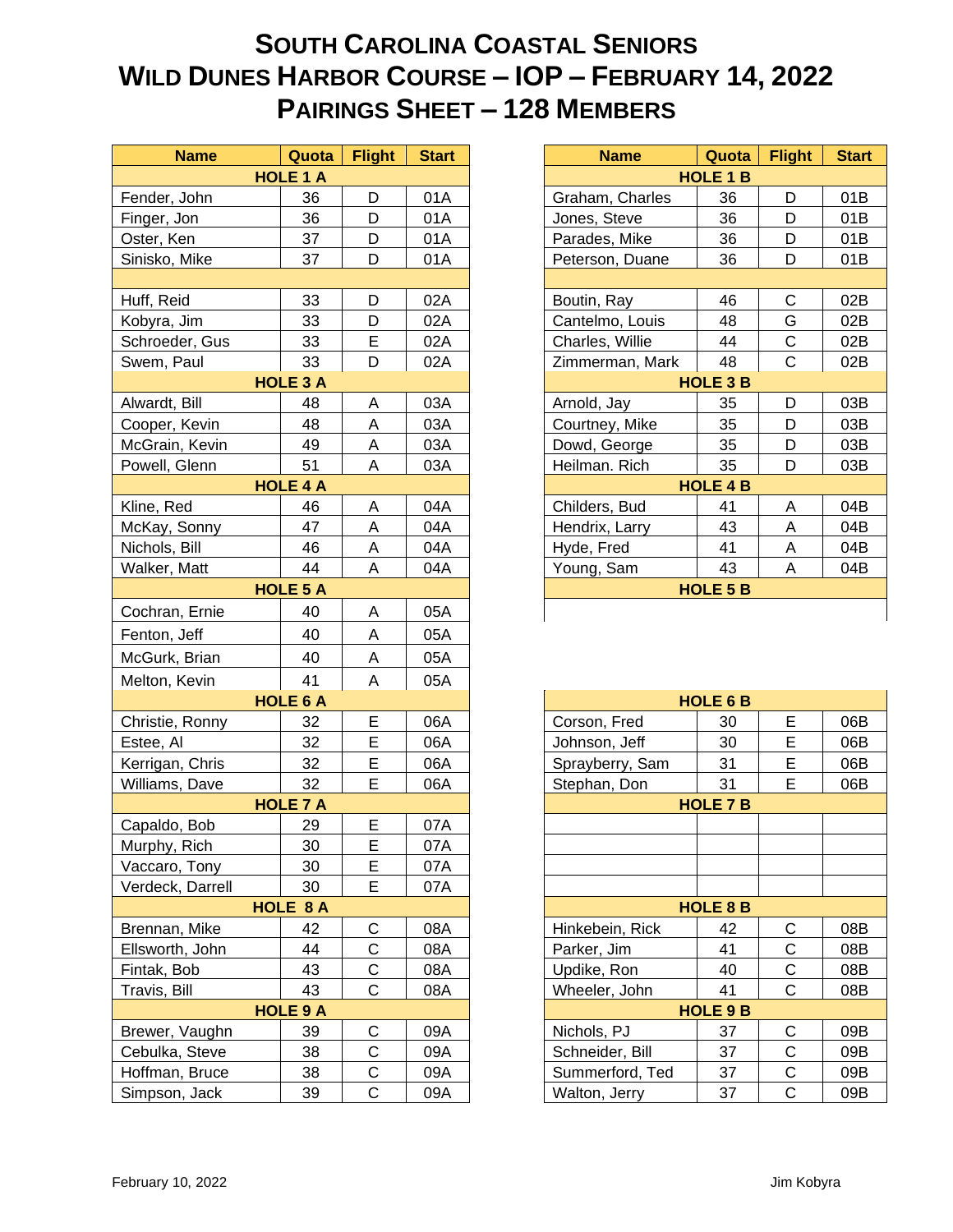# SOUTH CAROLINA COASTAL SENIORS
# WILD DUNES HARBOR COURSE – IOP – FEBRUARY 14, 2022
# PAIRINGS SHEET – 128 MEMBERS

| Name | Quota | Flight | Start |
|---|---|---|---|
| **HOLE 1 A** | | | |
| Fender, John | 36 | D | 01A |
| Finger, Jon | 36 | D | 01A |
| Oster, Ken | 37 | D | 01A |
| Sinisko, Mike | 37 | D | 01A |
| | | | |
| Huff, Reid | 33 | D | 02A |
| Kobyra, Jim | 33 | D | 02A |
| Schroeder, Gus | 33 | E | 02A |
| Swem, Paul | 33 | D | 02A |
| **HOLE 3 A** | | | |
| Alwardt, Bill | 48 | A | 03A |
| Cooper, Kevin | 48 | A | 03A |
| McGrain, Kevin | 49 | A | 03A |
| Powell, Glenn | 51 | A | 03A |
| **HOLE 4 A** | | | |
| Kline, Red | 46 | A | 04A |
| McKay, Sonny | 47 | A | 04A |
| Nichols, Bill | 46 | A | 04A |
| Walker, Matt | 44 | A | 04A |
| **HOLE 5 A** | | | |
| Cochran, Ernie | 40 | A | 05A |
| Fenton, Jeff | 40 | A | 05A |
| McGurk, Brian | 40 | A | 05A |
| Melton, Kevin | 41 | A | 05A |
| **HOLE 6 A** | | | |
| Christie, Ronny | 32 | E | 06A |
| Estee, Al | 32 | E | 06A |
| Kerrigan, Chris | 32 | E | 06A |
| Williams, Dave | 32 | E | 06A |
| **HOLE 7 A** | | | |
| Capaldo, Bob | 29 | E | 07A |
| Murphy, Rich | 30 | E | 07A |
| Vaccaro, Tony | 30 | E | 07A |
| Verdeck, Darrell | 30 | E | 07A |
| **HOLE 8 A** | | | |
| Brennan, Mike | 42 | C | 08A |
| Ellsworth, John | 44 | C | 08A |
| Fintak, Bob | 43 | C | 08A |
| Travis, Bill | 43 | C | 08A |
| **HOLE 9 A** | | | |
| Brewer, Vaughn | 39 | C | 09A |
| Cebulka, Steve | 38 | C | 09A |
| Hoffman, Bruce | 38 | C | 09A |
| Simpson, Jack | 39 | C | 09A |

| Name | Quota | Flight | Start |
|---|---|---|---|
| **HOLE 1 B** | | | |
| Graham, Charles | 36 | D | 01B |
| Jones, Steve | 36 | D | 01B |
| Parades, Mike | 36 | D | 01B |
| Peterson, Duane | 36 | D | 01B |
| | | | |
| Boutin, Ray | 46 | C | 02B |
| Cantelmo, Louis | 48 | G | 02B |
| Charles, Willie | 44 | C | 02B |
| Zimmerman, Mark | 48 | C | 02B |
| **HOLE 3 B** | | | |
| Arnold, Jay | 35 | D | 03B |
| Courtney, Mike | 35 | D | 03B |
| Dowd, George | 35 | D | 03B |
| Heilman. Rich | 35 | D | 03B |
| **HOLE 4 B** | | | |
| Childers, Bud | 41 | A | 04B |
| Hendrix, Larry | 43 | A | 04B |
| Hyde, Fred | 41 | A | 04B |
| Young, Sam | 43 | A | 04B |
| **HOLE 5 B** | | | |
| | | | |
| **HOLE 6 B** | | | |
| Corson, Fred | 30 | E | 06B |
| Johnson, Jeff | 30 | E | 06B |
| Sprayberry, Sam | 31 | E | 06B |
| Stephan, Don | 31 | E | 06B |
| **HOLE 7 B** | | | |
| | | | |
| | | | |
| | | | |
| | | | |
| **HOLE 8 B** | | | |
| Hinkebein, Rick | 42 | C | 08B |
| Parker, Jim | 41 | C | 08B |
| Updike, Ron | 40 | C | 08B |
| Wheeler, John | 41 | C | 08B |
| **HOLE 9 B** | | | |
| Nichols, PJ | 37 | C | 09B |
| Schneider, Bill | 37 | C | 09B |
| Summerford, Ted | 37 | C | 09B |
| Walton, Jerry | 37 | C | 09B |

February 10, 2022 Jim Kobyra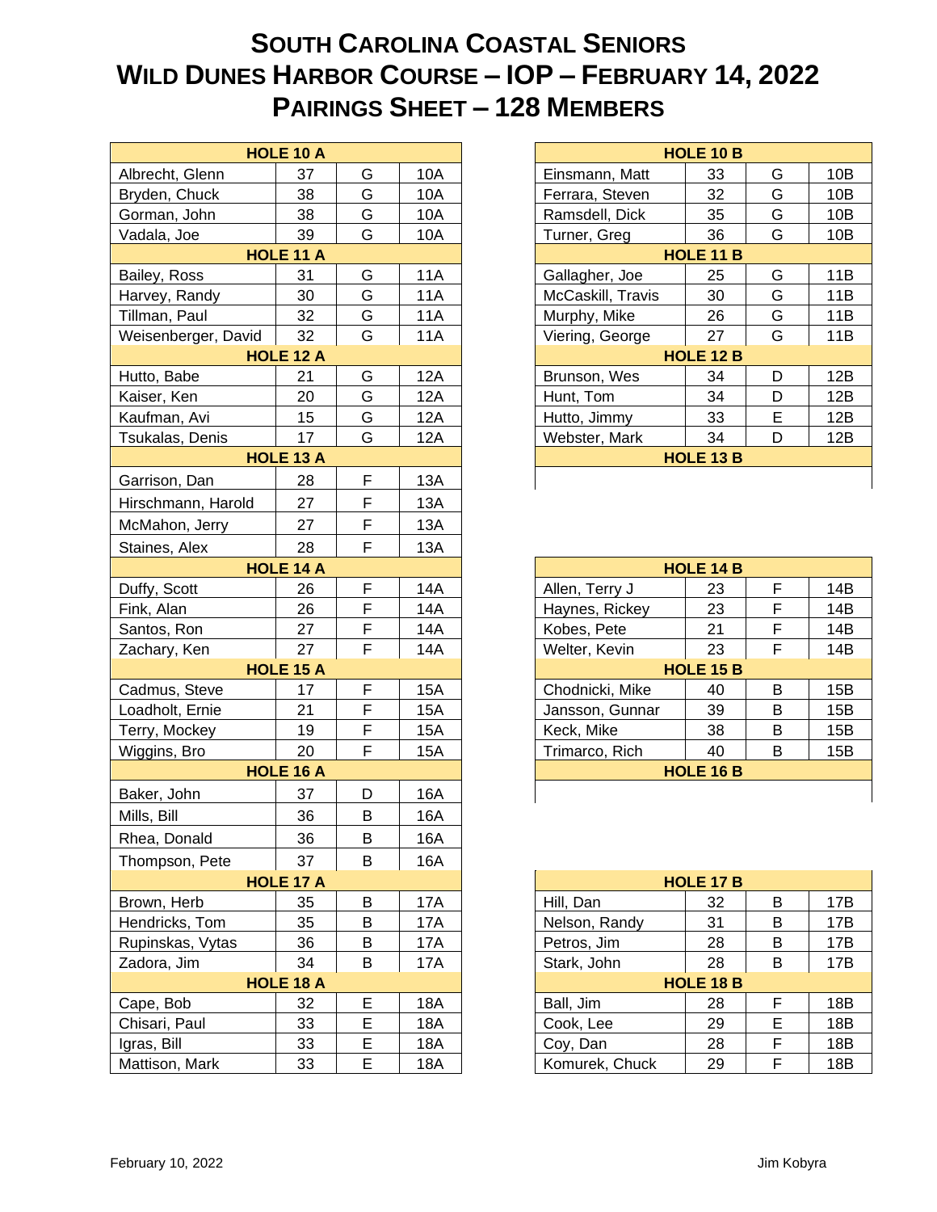# South Carolina Coastal Seniors
# Wild Dunes Harbor Course – IOP – February 14, 2022
# Pairings Sheet – 128 Members

| HOLE 10 A | | | |
|---|---|---|---|
| Albrecht, Glenn | 37 | G | 10A |
| Bryden, Chuck | 38 | G | 10A |
| Gorman, John | 38 | G | 10A |
| Vadala, Joe | 39 | G | 10A |
| **HOLE 11 A** | | | |
| Bailey, Ross | 31 | G | 11A |
| Harvey, Randy | 30 | G | 11A |
| Tillman, Paul | 32 | G | 11A |
| Weisenberger, David | 32 | G | 11A |
| **HOLE 12 A** | | | |
| Hutto, Babe | 21 | G | 12A |
| Kaiser, Ken | 20 | G | 12A |
| Kaufman, Avi | 15 | G | 12A |
| Tsukalas, Denis | 17 | G | 12A |
| **HOLE 13 A** | | | |
| Garrison, Dan | 28 | F | 13A |
| Hirschmann, Harold | 27 | F | 13A |
| McMahon, Jerry | 27 | F | 13A |
| Staines, Alex | 28 | F | 13A |
| **HOLE 14 A** | | | |
| Duffy, Scott | 26 | F | 14A |
| Fink, Alan | 26 | F | 14A |
| Santos, Ron | 27 | F | 14A |
| Zachary, Ken | 27 | F | 14A |
| **HOLE 15 A** | | | |
| Cadmus, Steve | 17 | F | 15A |
| Loadholt, Ernie | 21 | F | 15A |
| Terry, Mockey | 19 | F | 15A |
| Wiggins, Bro | 20 | F | 15A |
| **HOLE 16 A** | | | |
| Baker, John | 37 | D | 16A |
| Mills, Bill | 36 | B | 16A |
| Rhea, Donald | 36 | B | 16A |
| Thompson, Pete | 37 | B | 16A |
| **HOLE 17 A** | | | |
| Brown, Herb | 35 | B | 17A |
| Hendricks, Tom | 35 | B | 17A |
| Rupinskas, Vytas | 36 | B | 17A |
| Zadora, Jim | 34 | B | 17A |
| **HOLE 18 A** | | | |
| Cape, Bob | 32 | E | 18A |
| Chisari, Paul | 33 | E | 18A |
| Igras, Bill | 33 | E | 18A |
| Mattison, Mark | 33 | E | 18A |

| HOLE 10 B | | | |
|---|---|---|---|
| Einsmann, Matt | 33 | G | 10B |
| Ferrara, Steven | 32 | G | 10B |
| Ramsdell, Dick | 35 | G | 10B |
| Turner, Greg | 36 | G | 10B |
| **HOLE 11 B** | | | |
| Gallagher, Joe | 25 | G | 11B |
| McCaskill, Travis | 30 | G | 11B |
| Murphy, Mike | 26 | G | 11B |
| Viering, George | 27 | G | 11B |
| **HOLE 12 B** | | | |
| Brunson, Wes | 34 | D | 12B |
| Hunt, Tom | 34 | D | 12B |
| Hutto, Jimmy | 33 | E | 12B |
| Webster, Mark | 34 | D | 12B |
| **HOLE 13 B** | | | |
| | | | |

| HOLE 14 B | | | |
|---|---|---|---|
| Allen, Terry J | 23 | F | 14B |
| Haynes, Rickey | 23 | F | 14B |
| Kobes, Pete | 21 | F | 14B |
| Welter, Kevin | 23 | F | 14B |
| **HOLE 15 B** | | | |
| Chodnicki, Mike | 40 | B | 15B |
| Jansson, Gunnar | 39 | B | 15B |
| Keck, Mike | 38 | B | 15B |
| Trimarco, Rich | 40 | B | 15B |
| **HOLE 16 B** | | | |
| | | | |

| HOLE 17 B | | | |
|---|---|---|---|
| Hill, Dan | 32 | B | 17B |
| Nelson, Randy | 31 | B | 17B |
| Petros, Jim | 28 | B | 17B |
| Stark, John | 28 | B | 17B |
| **HOLE 18 B** | | | |
| Ball, Jim | 28 | F | 18B |
| Cook, Lee | 29 | E | 18B |
| Coy, Dan | 28 | F | 18B |
| Komurek, Chuck | 29 | F | 18B |

February 10, 2022

Jim Kobyra